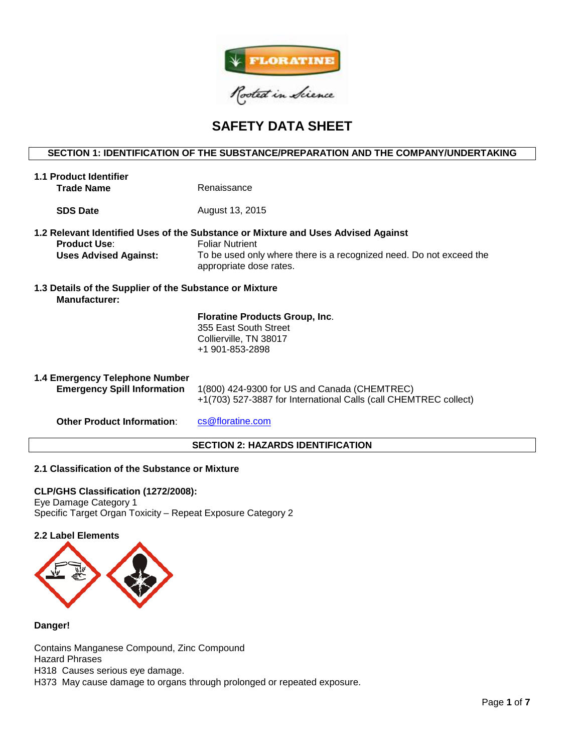FLORATINE

Rooted in Science

# SAFETY DATA SHEET

## SECTION 1: IDENTIFICATION OF THE SUBSTANCE/PREPARATION AND THE COMPANY/UNDERTAKING

### 1.1 Product Identifier

**Trade Name** Renaissance

**SDS Date** August 13, 2015

### 1.2 Relevant Identified Uses of the Substance or Mixture and Uses Advised Against

**Product Use**: Foliar Nutrient

**Uses Advised Against:** To be used only where there is a recognized need. Do not exceed the appropriate dose rates.

### 1.3 Details of the Supplier of the Substance or Mixture

**Manufacturer:**

**Floratine Products Group, Inc**.
355 East South Street
Collierville, TN 38017
+1 901-853-2898

### 1.4 Emergency Telephone Number

**Emergency Spill Information** 1(800) 424-9300 for US and Canada (CHEMTREC)
+1(703) 527-3887 for International Calls (call CHEMTREC collect)

**Other Product Information**: cs@floratine.com

## SECTION 2: HAZARDS IDENTIFICATION

### 2.1 Classification of the Substance or Mixture

**CLP/GHS Classification (1272/2008):**
Eye Damage Category 1
Specific Target Organ Toxicity – Repeat Exposure Category 2

### 2.2 Label Elements

**Danger!**

Contains Manganese Compound, Zinc Compound
Hazard Phrases
H318 Causes serious eye damage.
H373 May cause damage to organs through prolonged or repeated exposure.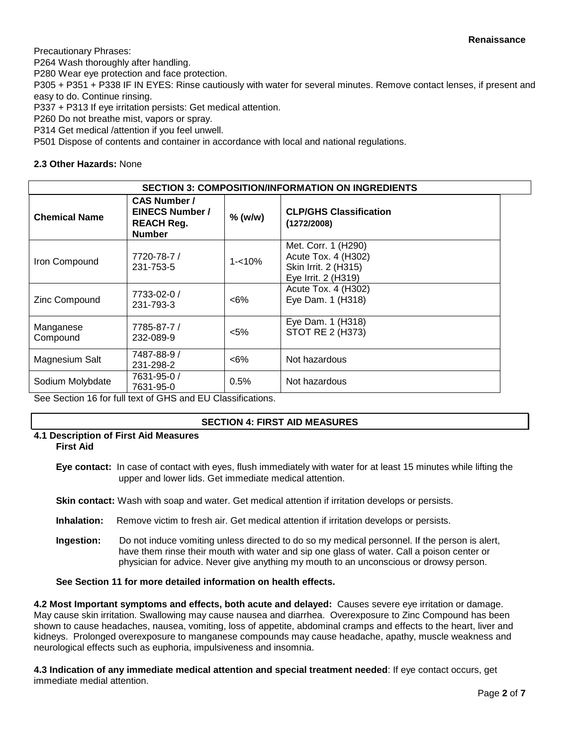Precautionary Phrases:
P264 Wash thoroughly after handling.
P280 Wear eye protection and face protection.
P305 + P351 + P338 IF IN EYES: Rinse cautiously with water for several minutes. Remove contact lenses, if present and easy to do. Continue rinsing.
P337 + P313 If eye irritation persists: Get medical attention.
P260 Do not breathe mist, vapors or spray.
P314 Get medical /attention if you feel unwell.
P501 Dispose of contents and container in accordance with local and national regulations.

**2.3 Other Hazards:** None

## SECTION 3: COMPOSITION/INFORMATION ON INGREDIENTS

| Chemical Name | CAS Number / EINECS Number / REACH Reg. Number | % (w/w) | CLP/GHS Classification (1272/2008) |
|---|---|---|---|
| Iron Compound | 7720-78-7 / 231-753-5 | 1-<10% | Met. Corr. 1 (H290)<br>Acute Tox. 4 (H302)<br>Skin Irrit. 2 (H315)<br>Eye Irrit. 2 (H319) |
| Zinc Compound | 7733-02-0 / 231-793-3 | <6% | Acute Tox. 4 (H302)<br>Eye Dam. 1 (H318) |
| Manganese Compound | 7785-87-7 / 232-089-9 | <5% | Eye Dam. 1 (H318)<br>STOT RE 2 (H373) |
| Magnesium Salt | 7487-88-9 / 231-298-2 | <6% | Not hazardous |
| Sodium Molybdate | 7631-95-0 / 7631-95-0 | 0.5% | Not hazardous |

See Section 16 for full text of GHS and EU Classifications.

## SECTION 4: FIRST AID MEASURES

**4.1 Description of First Aid Measures**
**First Aid**

**Eye contact:** In case of contact with eyes, flush immediately with water for at least 15 minutes while lifting the upper and lower lids. Get immediate medical attention.

**Skin contact:** Wash with soap and water. Get medical attention if irritation develops or persists.

**Inhalation:** Remove victim to fresh air. Get medical attention if irritation develops or persists.

**Ingestion:** Do not induce vomiting unless directed to do so my medical personnel. If the person is alert, have them rinse their mouth with water and sip one glass of water. Call a poison center or physician for advice. Never give anything my mouth to an unconscious or drowsy person.

**See Section 11 for more detailed information on health effects.**

**4.2 Most Important symptoms and effects, both acute and delayed:** Causes severe eye irritation or damage. May cause skin irritation. Swallowing may cause nausea and diarrhea. Overexposure to Zinc Compound has been shown to cause headaches, nausea, vomiting, loss of appetite, abdominal cramps and effects to the heart, liver and kidneys. Prolonged overexposure to manganese compounds may cause headache, apathy, muscle weakness and neurological effects such as euphoria, impulsiveness and insomnia.

**4.3 Indication of any immediate medical attention and special treatment needed**: If eye contact occurs, get immediate medial attention.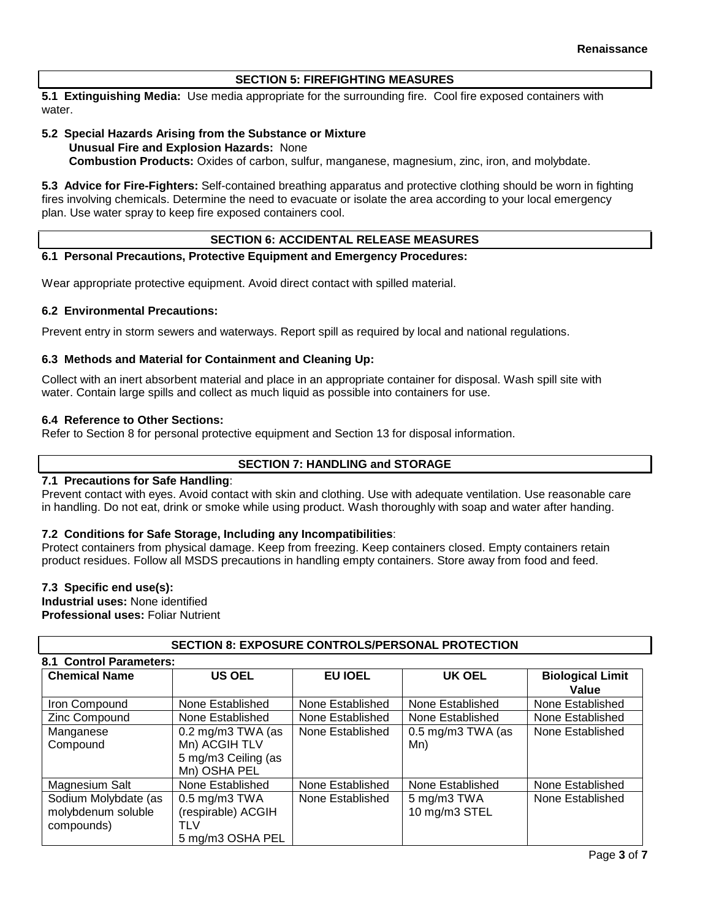## SECTION 5: FIREFIGHTING MEASURES

**5.1 Extinguishing Media:** Use media appropriate for the surrounding fire. Cool fire exposed containers with water.

**5.2 Special Hazards Arising from the Substance or Mixture**

**Unusual Fire and Explosion Hazards:** None

**Combustion Products:** Oxides of carbon, sulfur, manganese, magnesium, zinc, iron, and molybdate.

**5.3 Advice for Fire-Fighters:** Self-contained breathing apparatus and protective clothing should be worn in fighting fires involving chemicals. Determine the need to evacuate or isolate the area according to your local emergency plan. Use water spray to keep fire exposed containers cool.

## SECTION 6: ACCIDENTAL RELEASE MEASURES

**6.1 Personal Precautions, Protective Equipment and Emergency Procedures:**

Wear appropriate protective equipment. Avoid direct contact with spilled material.

**6.2 Environmental Precautions:**

Prevent entry in storm sewers and waterways. Report spill as required by local and national regulations.

**6.3 Methods and Material for Containment and Cleaning Up:**

Collect with an inert absorbent material and place in an appropriate container for disposal. Wash spill site with water. Contain large spills and collect as much liquid as possible into containers for use.

**6.4 Reference to Other Sections:**

Refer to Section 8 for personal protective equipment and Section 13 for disposal information.

## SECTION 7: HANDLING and STORAGE

**7.1 Precautions for Safe Handling**:

Prevent contact with eyes. Avoid contact with skin and clothing. Use with adequate ventilation. Use reasonable care in handling. Do not eat, drink or smoke while using product. Wash thoroughly with soap and water after handing.

**7.2 Conditions for Safe Storage, Including any Incompatibilities**:

Protect containers from physical damage. Keep from freezing. Keep containers closed. Empty containers retain product residues. Follow all MSDS precautions in handling empty containers. Store away from food and feed.

**7.3 Specific end use(s):**

**Industrial uses:** None identified

**Professional uses:** Foliar Nutrient

## SECTION 8: EXPOSURE CONTROLS/PERSONAL PROTECTION

**8.1 Control Parameters:**

| Chemical Name | US OEL | EU IOEL | UK OEL | Biological Limit Value |
|---|---|---|---|---|
| Iron Compound | None Established | None Established | None Established | None Established |
| Zinc Compound | None Established | None Established | None Established | None Established |
| Manganese Compound | 0.2 mg/m3 TWA (as Mn) ACGIH TLV<br>5 mg/m3 Ceiling (as Mn) OSHA PEL | None Established | 0.5 mg/m3 TWA (as Mn) | None Established |
| Magnesium Salt | None Established | None Established | None Established | None Established |
| Sodium Molybdate (as molybdenum soluble compounds) | 0.5 mg/m3 TWA (respirable) ACGIH TLV<br>5 mg/m3 OSHA PEL | None Established | 5 mg/m3 TWA<br>10 mg/m3 STEL | None Established |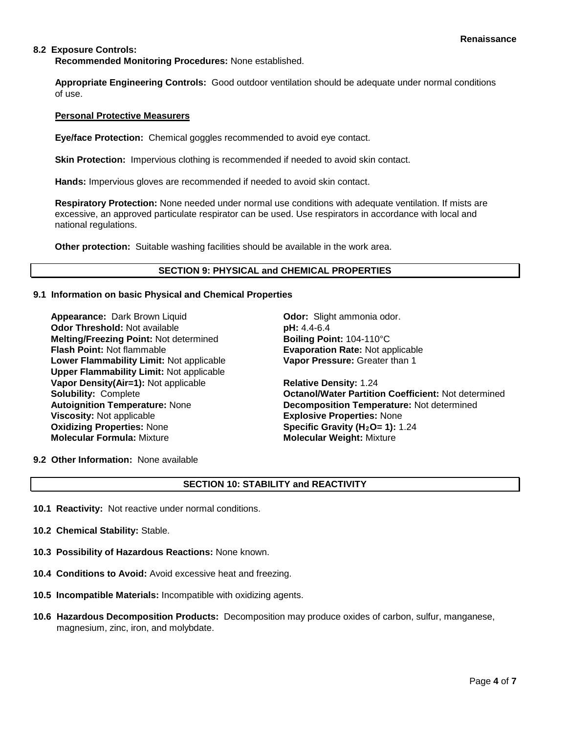**8.2 Exposure Controls:**

**Recommended Monitoring Procedures:** None established.

**Appropriate Engineering Controls:** Good outdoor ventilation should be adequate under normal conditions of use.

**Personal Protective Measurers**

**Eye/face Protection:** Chemical goggles recommended to avoid eye contact.

**Skin Protection:** Impervious clothing is recommended if needed to avoid skin contact.

**Hands:** Impervious gloves are recommended if needed to avoid skin contact.

**Respiratory Protection:** None needed under normal use conditions with adequate ventilation. If mists are excessive, an approved particulate respirator can be used. Use respirators in accordance with local and national regulations.

**Other protection:** Suitable washing facilities should be available in the work area.

## SECTION 9: PHYSICAL and CHEMICAL PROPERTIES

**9.1 Information on basic Physical and Chemical Properties**

**Appearance:** Dark Brown Liquid
**Odor:** Slight ammonia odor.
**Odor Threshold:** Not available
**pH:** 4.4-6.4
**Melting/Freezing Point:** Not determined
**Boiling Point:** 104-110°C
**Flash Point:** Not flammable
**Evaporation Rate:** Not applicable
**Lower Flammability Limit:** Not applicable
**Vapor Pressure:** Greater than 1
**Upper Flammability Limit:** Not applicable
**Vapor Density(Air=1):** Not applicable
**Relative Density:** 1.24
**Solubility:** Complete
**Octanol/Water Partition Coefficient:** Not determined
**Autoignition Temperature:** None
**Decomposition Temperature:** Not determined
**Viscosity:** Not applicable
**Explosive Properties:** None
**Oxidizing Properties:** None
**Specific Gravity ($H_2O$= 1):** 1.24
**Molecular Formula:** Mixture
**Molecular Weight:** Mixture

**9.2 Other Information:** None available

## SECTION 10: STABILITY and REACTIVITY

**10.1 Reactivity:** Not reactive under normal conditions.

**10.2 Chemical Stability:** Stable.

**10.3 Possibility of Hazardous Reactions:** None known.

**10.4 Conditions to Avoid:** Avoid excessive heat and freezing.

**10.5 Incompatible Materials:** Incompatible with oxidizing agents.

**10.6 Hazardous Decomposition Products:** Decomposition may produce oxides of carbon, sulfur, manganese, magnesium, zinc, iron, and molybdate.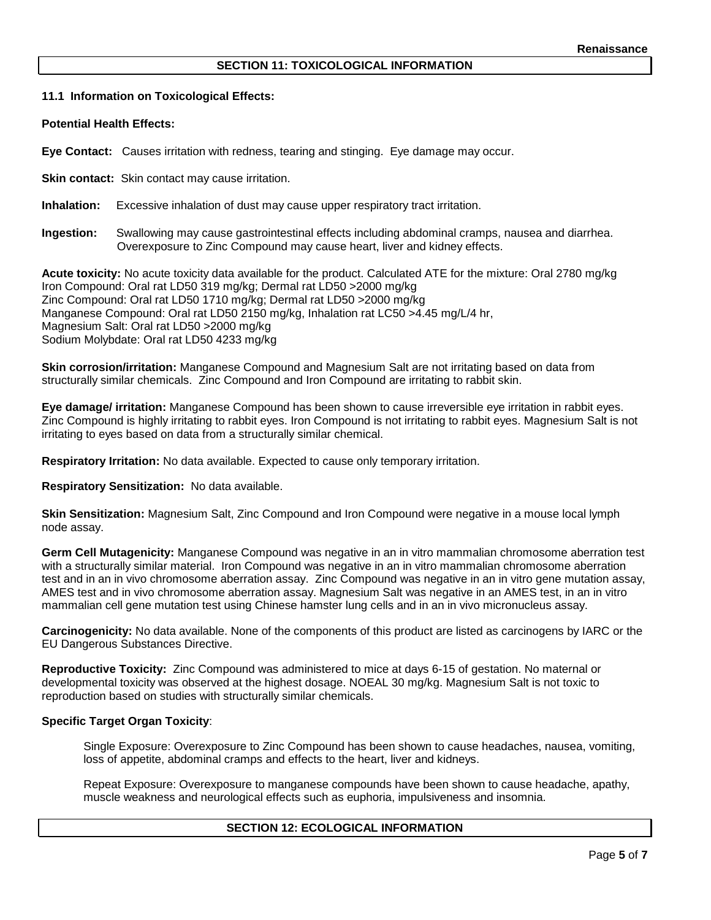## SECTION 11: TOXICOLOGICAL INFORMATION

### 11.1 Information on Toxicological Effects:

**Potential Health Effects:**

**Eye Contact:** Causes irritation with redness, tearing and stinging. Eye damage may occur.

**Skin contact:** Skin contact may cause irritation.

**Inhalation:** Excessive inhalation of dust may cause upper respiratory tract irritation.

**Ingestion:** Swallowing may cause gastrointestinal effects including abdominal cramps, nausea and diarrhea. Overexposure to Zinc Compound may cause heart, liver and kidney effects.

**Acute toxicity:** No acute toxicity data available for the product. Calculated ATE for the mixture: Oral 2780 mg/kg
Iron Compound: Oral rat LD50 319 mg/kg; Dermal rat LD50 >2000 mg/kg
Zinc Compound: Oral rat LD50 1710 mg/kg; Dermal rat LD50 >2000 mg/kg
Manganese Compound: Oral rat LD50 2150 mg/kg, Inhalation rat LC50 >4.45 mg/L/4 hr,
Magnesium Salt: Oral rat LD50 >2000 mg/kg
Sodium Molybdate: Oral rat LD50 4233 mg/kg

**Skin corrosion/irritation:** Manganese Compound and Magnesium Salt are not irritating based on data from structurally similar chemicals. Zinc Compound and Iron Compound are irritating to rabbit skin.

**Eye damage/ irritation:** Manganese Compound has been shown to cause irreversible eye irritation in rabbit eyes. Zinc Compound is highly irritating to rabbit eyes. Iron Compound is not irritating to rabbit eyes. Magnesium Salt is not irritating to eyes based on data from a structurally similar chemical.

**Respiratory Irritation:** No data available. Expected to cause only temporary irritation.

**Respiratory Sensitization:** No data available.

**Skin Sensitization:** Magnesium Salt, Zinc Compound and Iron Compound were negative in a mouse local lymph node assay.

**Germ Cell Mutagenicity:** Manganese Compound was negative in an in vitro mammalian chromosome aberration test with a structurally similar material. Iron Compound was negative in an in vitro mammalian chromosome aberration test and in an in vivo chromosome aberration assay. Zinc Compound was negative in an in vitro gene mutation assay, AMES test and in vivo chromosome aberration assay. Magnesium Salt was negative in an AMES test, in an in vitro mammalian cell gene mutation test using Chinese hamster lung cells and in an in vivo micronucleus assay.

**Carcinogenicity:** No data available. None of the components of this product are listed as carcinogens by IARC or the EU Dangerous Substances Directive.

**Reproductive Toxicity:** Zinc Compound was administered to mice at days 6-15 of gestation. No maternal or developmental toxicity was observed at the highest dosage. NOEAL 30 mg/kg. Magnesium Salt is not toxic to reproduction based on studies with structurally similar chemicals.

**Specific Target Organ Toxicity**:

Single Exposure: Overexposure to Zinc Compound has been shown to cause headaches, nausea, vomiting, loss of appetite, abdominal cramps and effects to the heart, liver and kidneys.

Repeat Exposure: Overexposure to manganese compounds have been shown to cause headache, apathy, muscle weakness and neurological effects such as euphoria, impulsiveness and insomnia.

## SECTION 12: ECOLOGICAL INFORMATION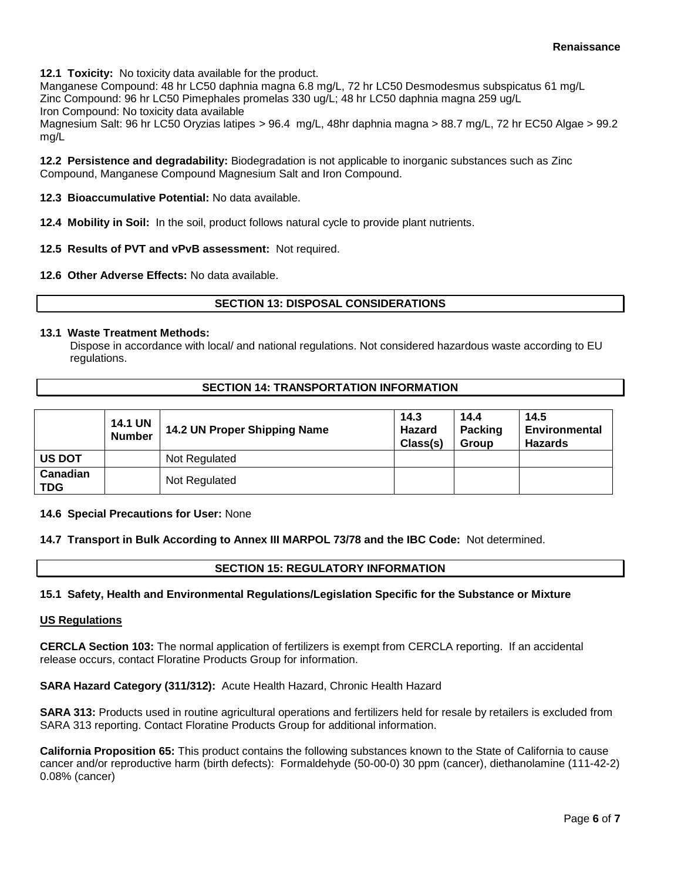**12.1 Toxicity:** No toxicity data available for the product.
Manganese Compound: 48 hr LC50 daphnia magna 6.8 mg/L, 72 hr LC50 Desmodesmus subspicatus 61 mg/L
Zinc Compound: 96 hr LC50 Pimephales promelas 330 ug/L; 48 hr LC50 daphnia magna 259 ug/L
Iron Compound: No toxicity data available
Magnesium Salt: 96 hr LC50 Oryzias latipes > 96.4 mg/L, 48hr daphnia magna > 88.7 mg/L, 72 hr EC50 Algae > 99.2 mg/L

**12.2 Persistence and degradability:** Biodegradation is not applicable to inorganic substances such as Zinc Compound, Manganese Compound Magnesium Salt and Iron Compound.

**12.3 Bioaccumulative Potential:** No data available.

**12.4 Mobility in Soil:** In the soil, product follows natural cycle to provide plant nutrients.

**12.5 Results of PVT and vPvB assessment:** Not required.

**12.6 Other Adverse Effects:** No data available.

## SECTION 13: DISPOSAL CONSIDERATIONS

**13.1 Waste Treatment Methods:**
Dispose in accordance with local/ and national regulations. Not considered hazardous waste according to EU regulations.

## SECTION 14: TRANSPORTATION INFORMATION

| | 14.1 UN Number | 14.2 UN Proper Shipping Name | 14.3 Hazard Class(s) | 14.4 Packing Group | 14.5 Environmental Hazards |
|---|---|---|---|---|---|
| **US DOT** | | Not Regulated | | | |
| **Canadian TDG** | | Not Regulated | | | |

**14.6 Special Precautions for User:** None

**14.7 Transport in Bulk According to Annex III MARPOL 73/78 and the IBC Code:** Not determined.

## SECTION 15: REGULATORY INFORMATION

**15.1 Safety, Health and Environmental Regulations/Legislation Specific for the Substance or Mixture**

**US Regulations**

**CERCLA Section 103:** The normal application of fertilizers is exempt from CERCLA reporting. If an accidental release occurs, contact Floratine Products Group for information.

**SARA Hazard Category (311/312):** Acute Health Hazard, Chronic Health Hazard

**SARA 313:** Products used in routine agricultural operations and fertilizers held for resale by retailers is excluded from SARA 313 reporting. Contact Floratine Products Group for additional information.

**California Proposition 65:** This product contains the following substances known to the State of California to cause cancer and/or reproductive harm (birth defects): Formaldehyde (50-00-0) 30 ppm (cancer), diethanolamine (111-42-2) 0.08% (cancer)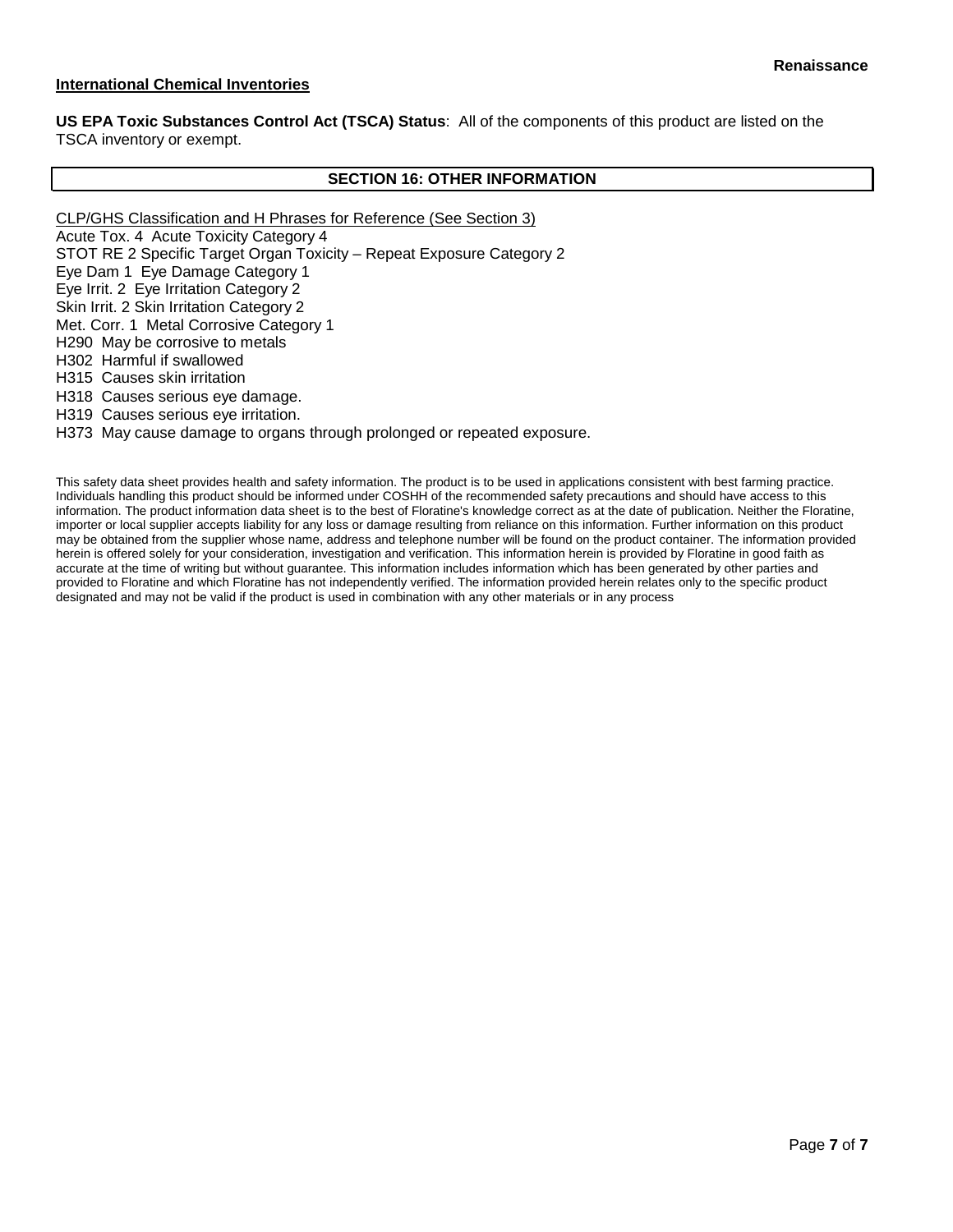**International Chemical Inventories**

**US EPA Toxic Substances Control Act (TSCA) Status**: All of the components of this product are listed on the TSCA inventory or exempt.

## SECTION 16: OTHER INFORMATION

CLP/GHS Classification and H Phrases for Reference (See Section 3)
Acute Tox. 4 Acute Toxicity Category 4
STOT RE 2 Specific Target Organ Toxicity – Repeat Exposure Category 2
Eye Dam 1 Eye Damage Category 1
Eye Irrit. 2 Eye Irritation Category 2
Skin Irrit. 2 Skin Irritation Category 2
Met. Corr. 1 Metal Corrosive Category 1
H290 May be corrosive to metals
H302 Harmful if swallowed
H315 Causes skin irritation
H318 Causes serious eye damage.
H319 Causes serious eye irritation.
H373 May cause damage to organs through prolonged or repeated exposure.

This safety data sheet provides health and safety information. The product is to be used in applications consistent with best farming practice. Individuals handling this product should be informed under COSHH of the recommended safety precautions and should have access to this information. The product information data sheet is to the best of Floratine's knowledge correct as at the date of publication. Neither the Floratine, importer or local supplier accepts liability for any loss or damage resulting from reliance on this information. Further information on this product may be obtained from the supplier whose name, address and telephone number will be found on the product container. The information provided herein is offered solely for your consideration, investigation and verification. This information herein is provided by Floratine in good faith as accurate at the time of writing but without guarantee. This information includes information which has been generated by other parties and provided to Floratine and which Floratine has not independently verified. The information provided herein relates only to the specific product designated and may not be valid if the product is used in combination with any other materials or in any process